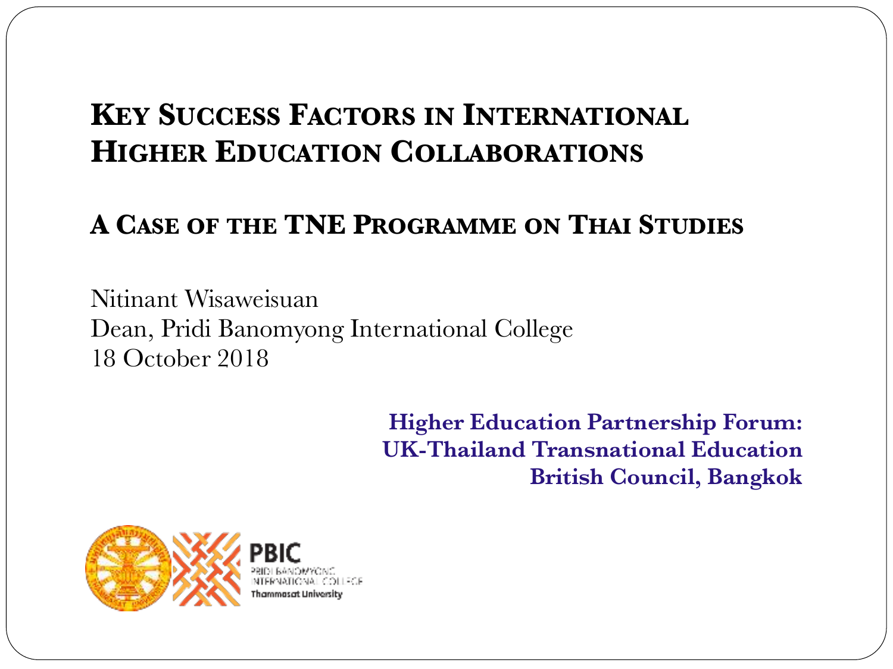# Key Success Factors in International Higher Education Collaborations

## A Case of the TNE Programme on Thai Studies

Nitinant Wisaweisuan
Dean, Pridi Banomyong International College
18 October 2018

**Higher Education Partnership Forum:**
**UK-Thailand Transnational Education**
**British Council, Bangkok**

PBIC
PRIDI BANOMYONG INTERNATIONAL COLLEGE
Thammasat University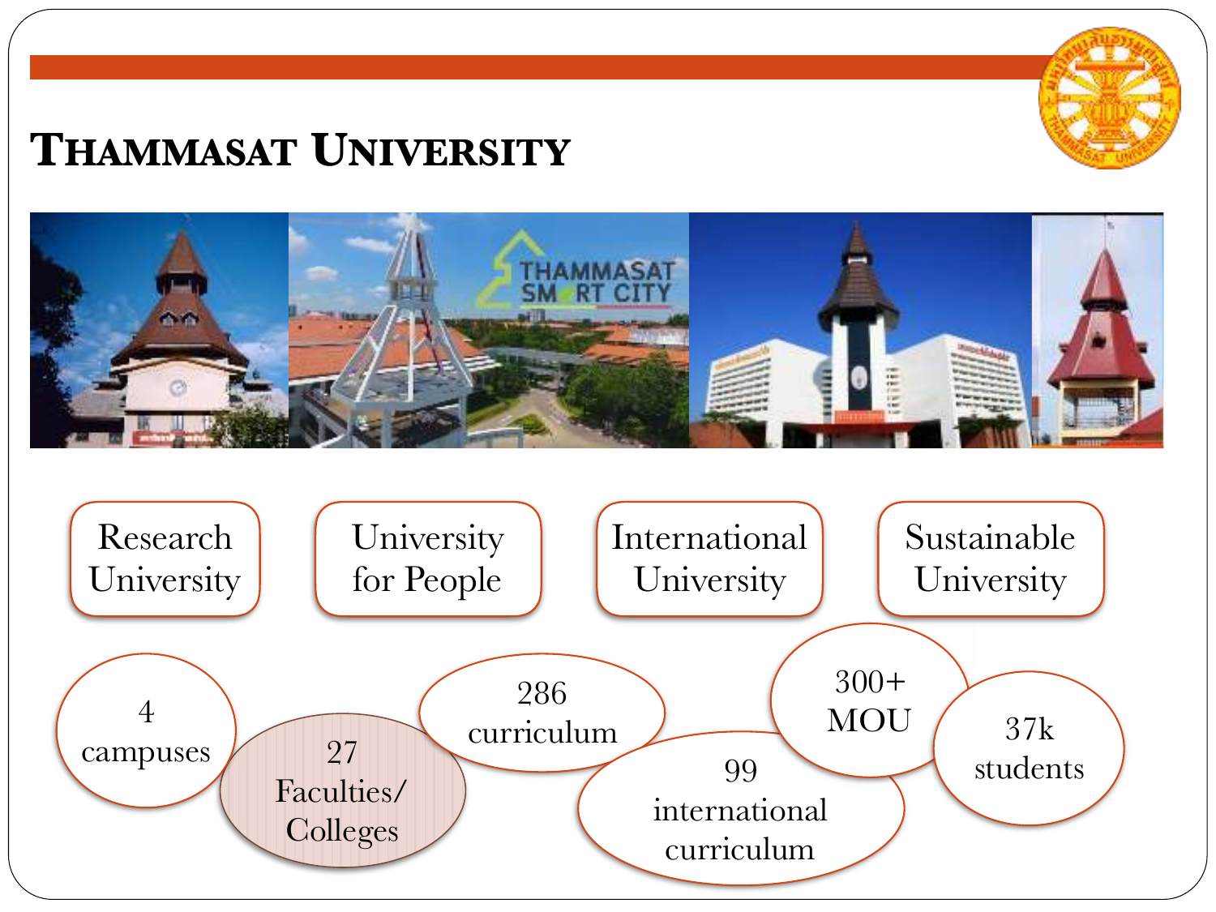# Thammasat University

- Research University
- University for People
- International University
- Sustainable University

- 4 campuses
- 27 Faculties/ Colleges
- 286 curriculum
- 99 international curriculum
- 300+ MOU
- 37k students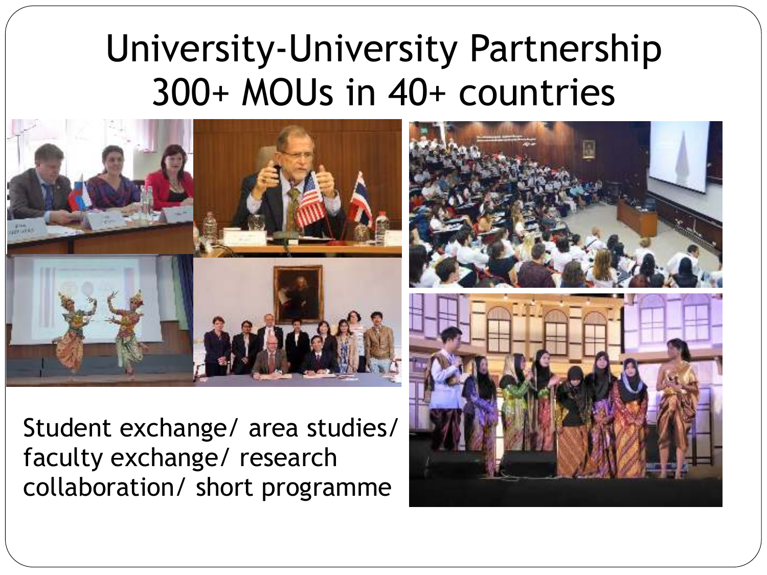# University-University Partnership 300+ MOUs in 40+ countries

Student exchange/ area studies/ faculty exchange/ research collaboration/ short programme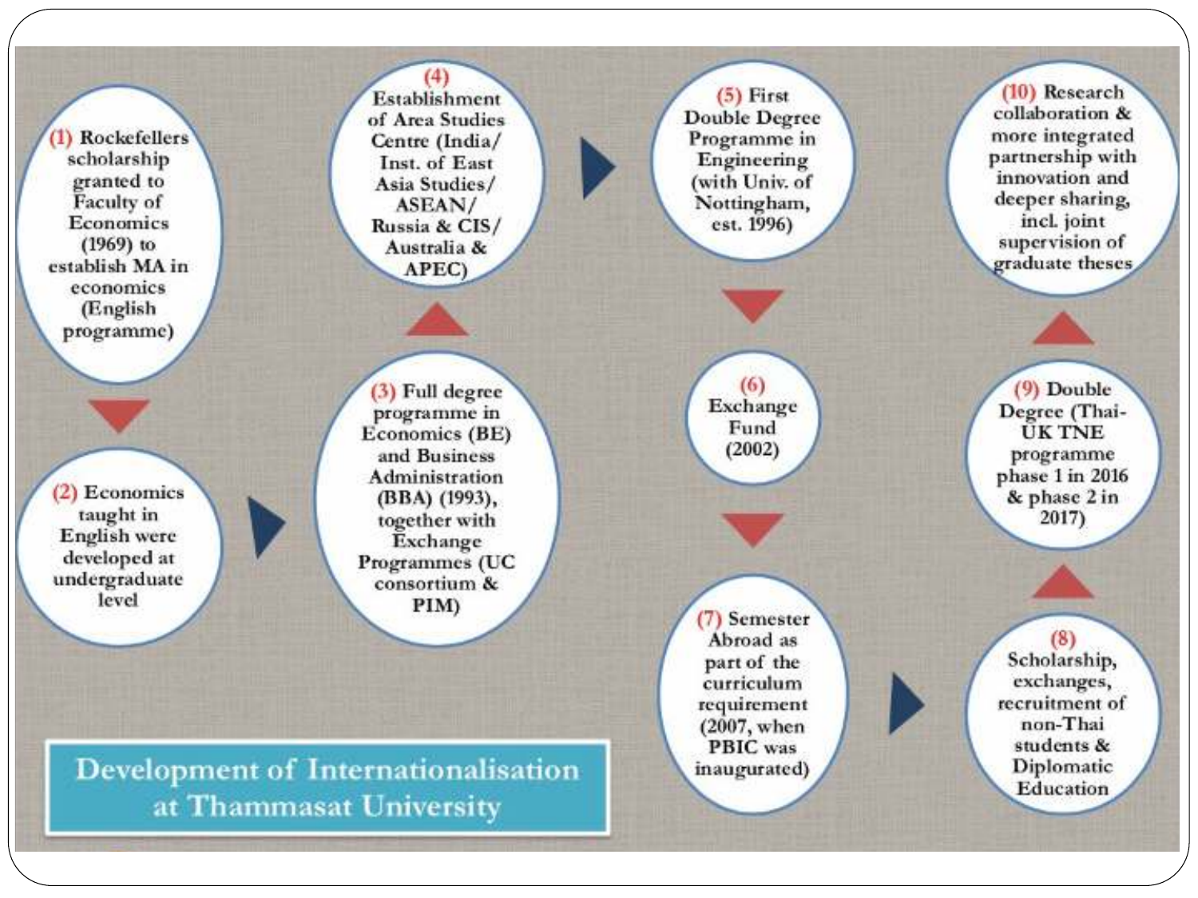## Development of Internationalisation at Thammasat University

(1) Rockefellers scholarship granted to Faculty of Economics (1969) to establish MA in economics (English programme)

(2) Economics taught in English were developed at undergraduate level

(3) Full degree programme in Economics (BE) and Business Administration (BBA) (1993), together with Exchange Programmes (UC consortium & PIM)

(4) Establishment of Area Studies Centre (India/ Inst. of East Asia Studies/ ASEAN/ Russia & CIS/ Australia & APEC)

(5) First Double Degree Programme in Engineering (with Univ. of Nottingham, est. 1996)

(6) Exchange Fund (2002)

(7) Semester Abroad as part of the curriculum requirement (2007, when PBIC was inaugurated)

(8) Scholarship, exchanges, recruitment of non-Thai students & Diplomatic Education

(9) Double Degree (Thai-UK TNE programme phase 1 in 2016 & phase 2 in 2017)

(10) Research collaboration & more integrated partnership with innovation and deeper sharing, incl. joint supervision of graduate theses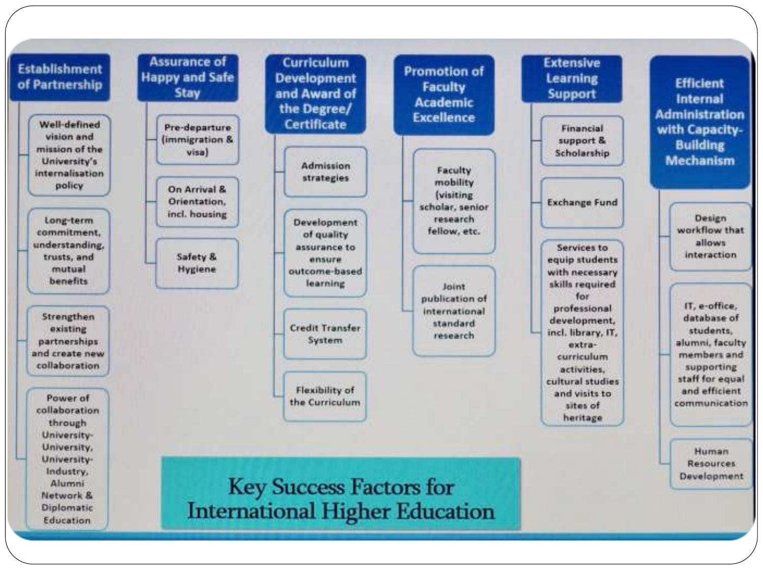# Key Success Factors for International Higher Education

## Establishment of Partnership

- Well-defined vision and mission of the University's internalisation policy
- Long-term commitment, understanding, trusts, and mutual benefits
- Strengthen existing partnerships and create new collaboration
- Power of collaboration through University-University, University-Industry, Alumni Network & Diplomatic Education

## Assurance of Happy and Safe Stay

- Pre-departure (immigration & visa)
- On Arrival & Orientation, incl. housing
- Safety & Hygiene

## Curriculum Development and Award of the Degree/ Certificate

- Admission strategies
- Development of quality assurance to ensure outcome-based learning
- Credit Transfer System
- Flexibility of the Curriculum

## Promotion of Faculty Academic Excellence

- Faculty mobility (visiting scholar, senior research fellow, etc.
- Joint publication of international standard research

## Extensive Learning Support

- Financial support & Scholarship
- Exchange Fund
- Services to equip students with necessary skills required for professional development, incl. library, IT, extra-curriculum activities, cultural studies and visits to sites of heritage

## Efficient Internal Administration with Capacity-Building Mechanism

- Design workflow that allows interaction
- IT, e-office, database of students, alumni, faculty members and supporting staff for equal and efficient communication
- Human Resources Development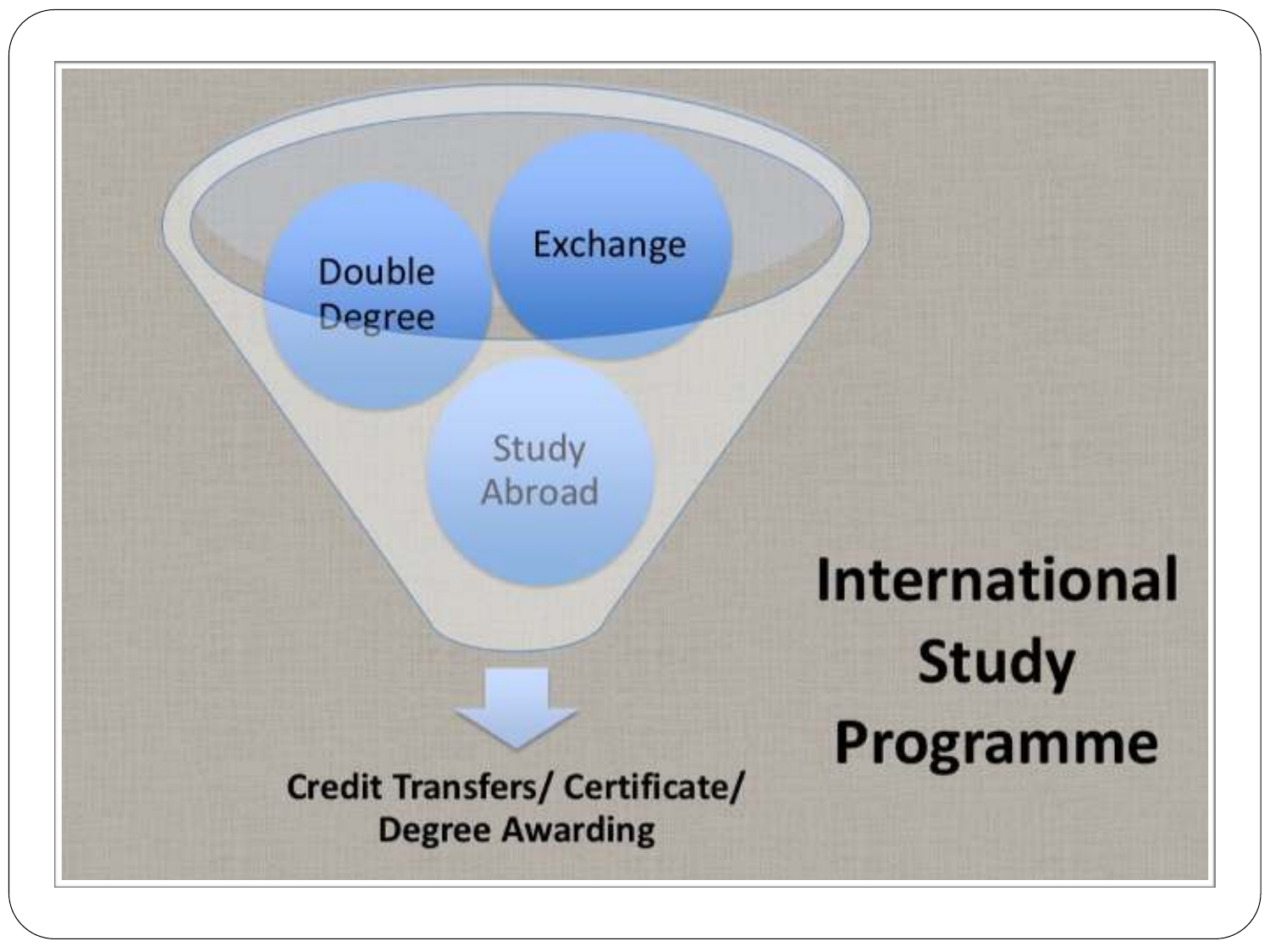# International Study Programme

- Double Degree
- Exchange
- Study Abroad

Credit Transfers/ Certificate/ Degree Awarding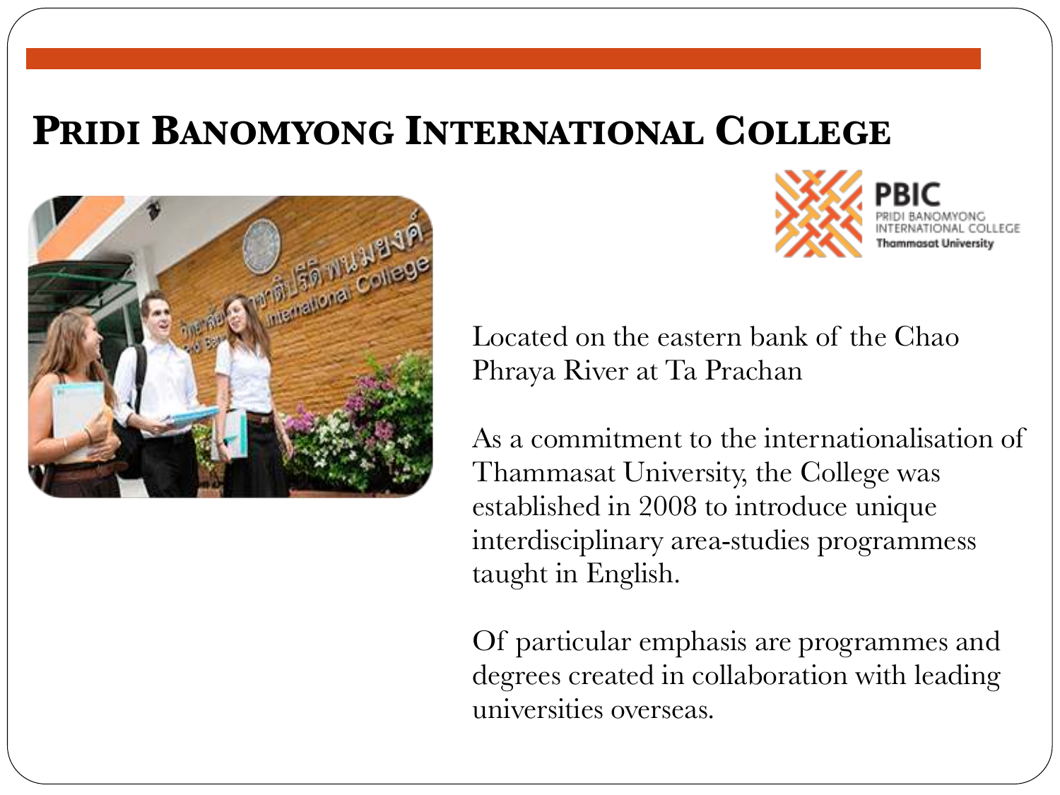# Pridi Banomyong International College

Located on the eastern bank of the Chao Phraya River at Ta Prachan

As a commitment to the internationalisation of Thammasat University, the College was established in 2008 to introduce unique interdisciplinary area-studies programmess taught in English.

Of particular emphasis are programmes and degrees created in collaboration with leading universities overseas.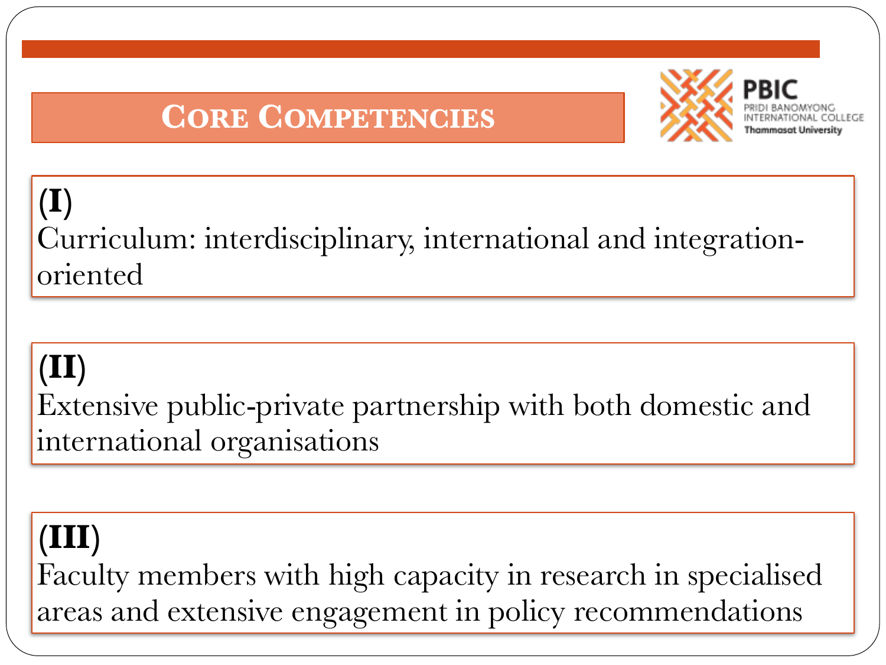# CORE COMPETENCIES

PBIC
PRIDI BANOMYONG INTERNATIONAL COLLEGE
Thammasat University

**(I)**
Curriculum: interdisciplinary, international and integration-oriented

**(II)**
Extensive public-private partnership with both domestic and international organisations

**(III)**
Faculty members with high capacity in research in specialised areas and extensive engagement in policy recommendations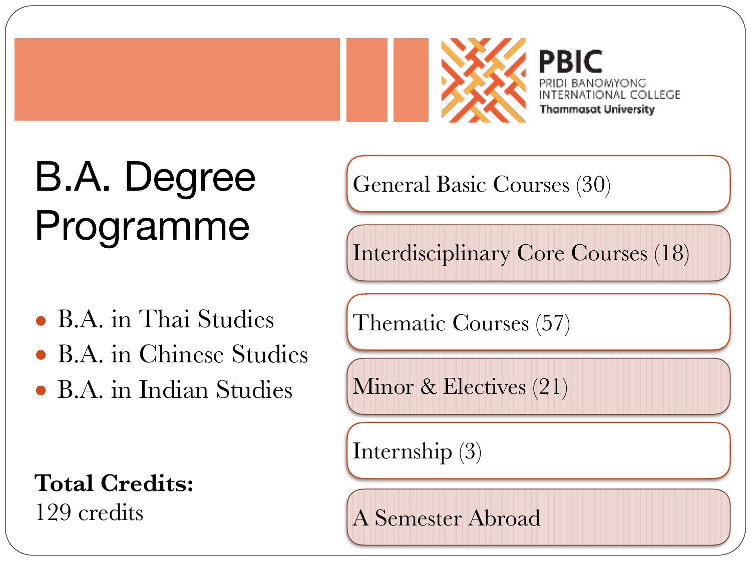# B.A. Degree Programme

- B.A. in Thai Studies
- B.A. in Chinese Studies
- B.A. in Indian Studies

**Total Credits:**
129 credits

- General Basic Courses (30)
- Interdisciplinary Core Courses (18)
- Thematic Courses (57)
- Minor & Electives (21)
- Internship (3)
- A Semester Abroad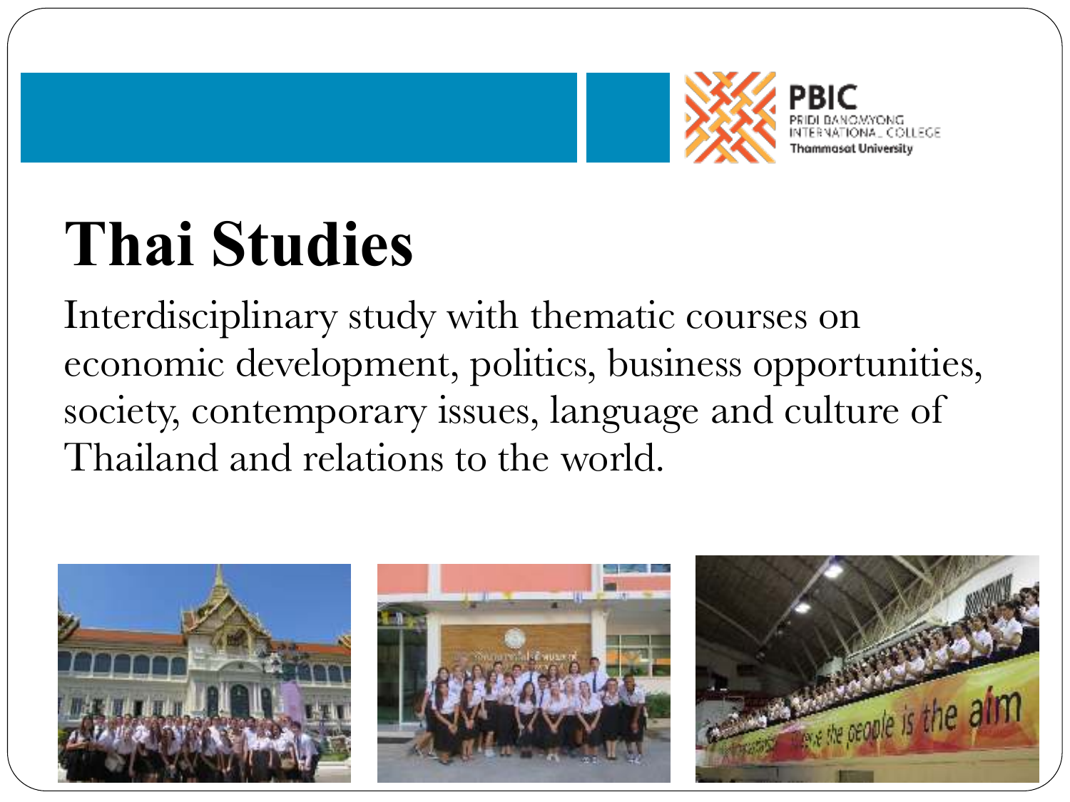PBIC
PRIDI BANOMYONG INTERNATIONAL COLLEGE
Thammasat University

# Thai Studies

Interdisciplinary study with thematic courses on economic development, politics, business opportunities, society, contemporary issues, language and culture of Thailand and relations to the world.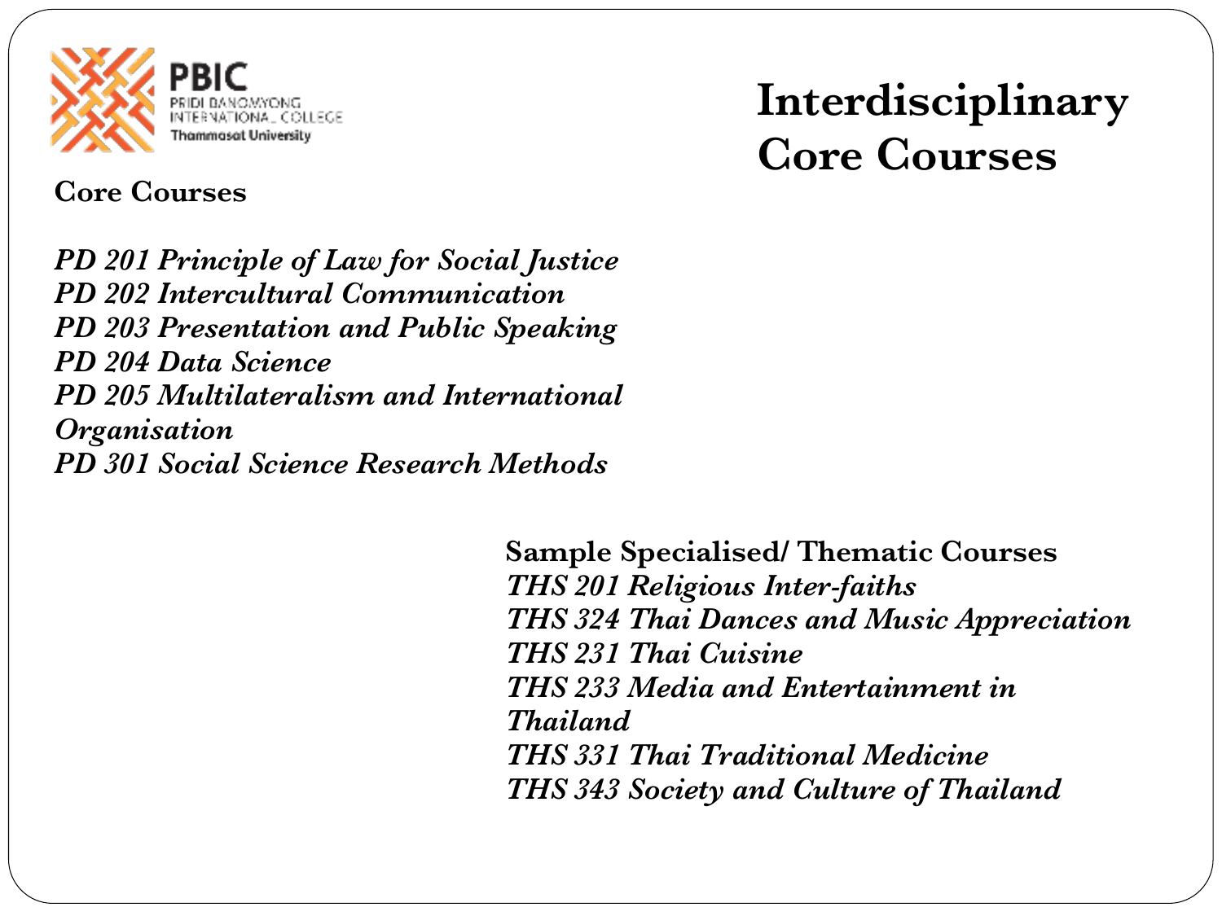PBIC
PRIDI BANOMYONG INTERNATIONAL COLLEGE
Thammasat University

# Interdisciplinary Core Courses

**Core Courses**

*PD 201 Principle of Law for Social Justice*
*PD 202 Intercultural Communication*
*PD 203 Presentation and Public Speaking*
*PD 204 Data Science*
*PD 205 Multilateralism and International Organisation*
*PD 301 Social Science Research Methods*

**Sample Specialised/ Thematic Courses**
*THS 201 Religious Inter-faiths*
*THS 324 Thai Dances and Music Appreciation*
*THS 231 Thai Cuisine*
*THS 233 Media and Entertainment in Thailand*
*THS 331 Thai Traditional Medicine*
*THS 343 Society and Culture of Thailand*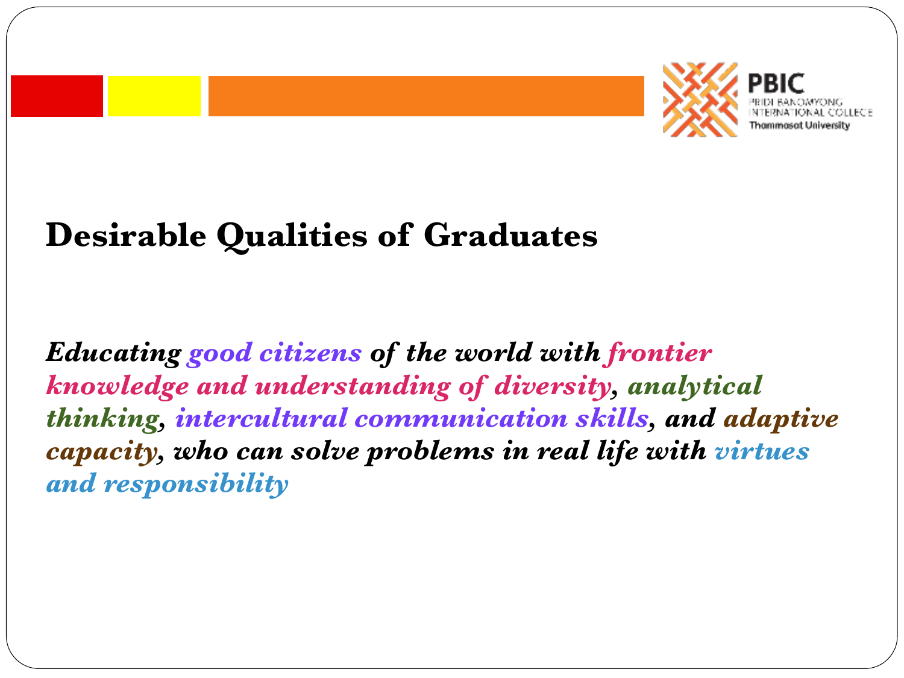# Desirable Qualities of Graduates

***Educating good citizens of the world with frontier knowledge and understanding of diversity, analytical thinking, intercultural communication skills, and adaptive capacity, who can solve problems in real life with virtues and responsibility***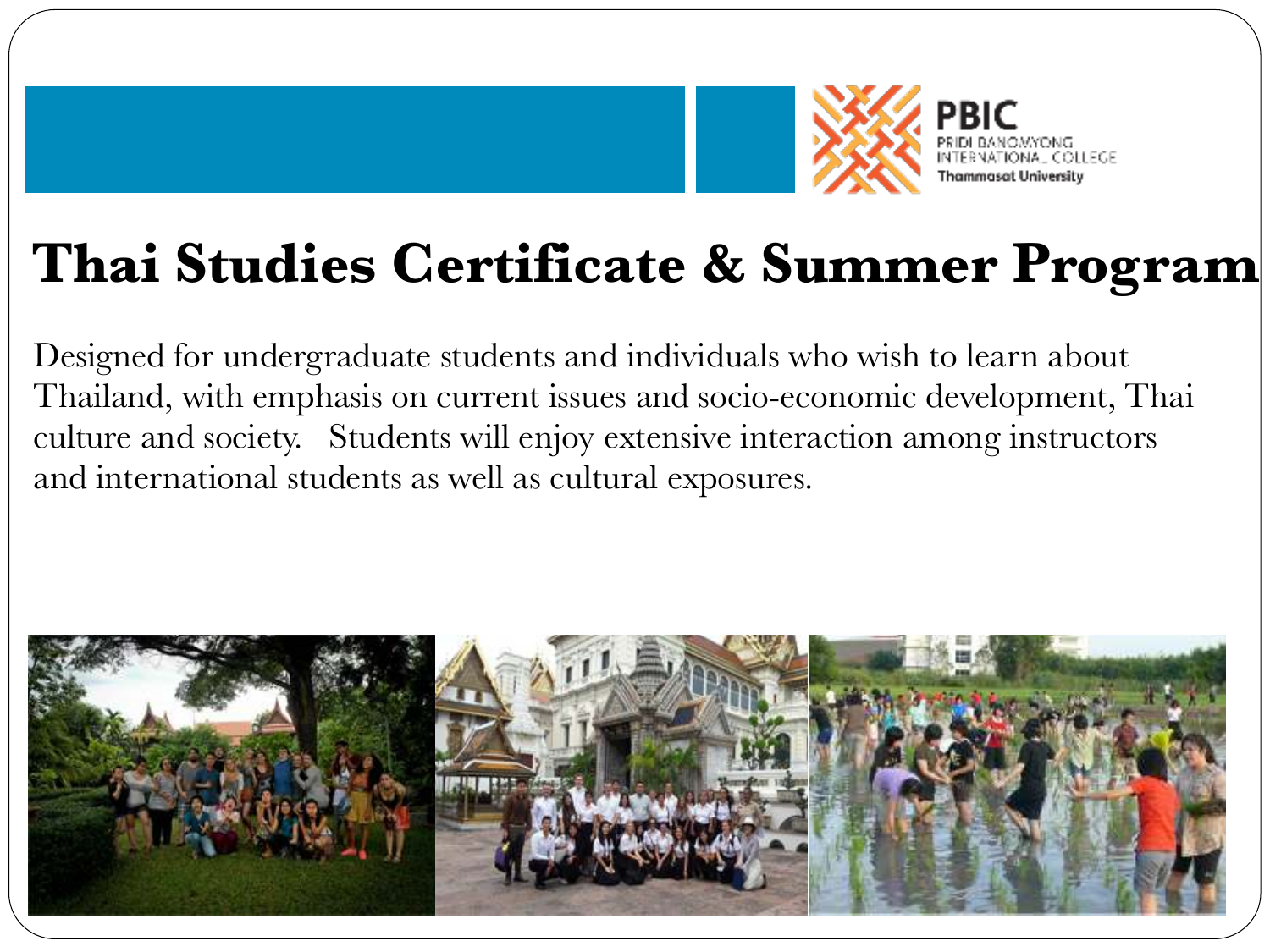PBIC
PRIDI BANOMYONG INTERNATIONAL COLLEGE
Thammasat University

# Thai Studies Certificate & Summer Program

Designed for undergraduate students and individuals who wish to learn about Thailand, with emphasis on current issues and socio-economic development, Thai culture and society. Students will enjoy extensive interaction among instructors and international students as well as cultural exposures.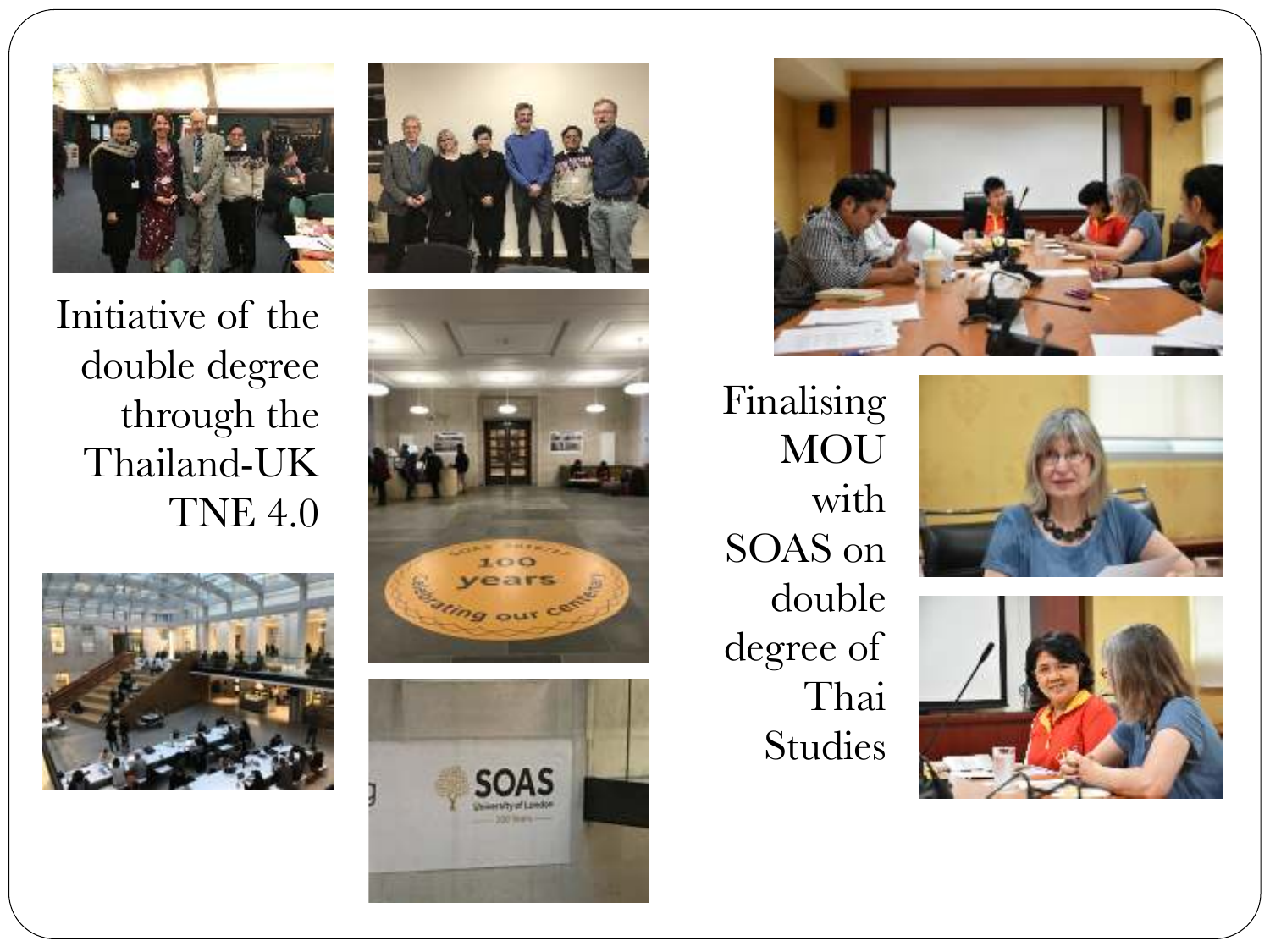Initiative of the double degree through the Thailand-UK TNE 4.0

Finalising MOU with SOAS on double degree of Thai Studies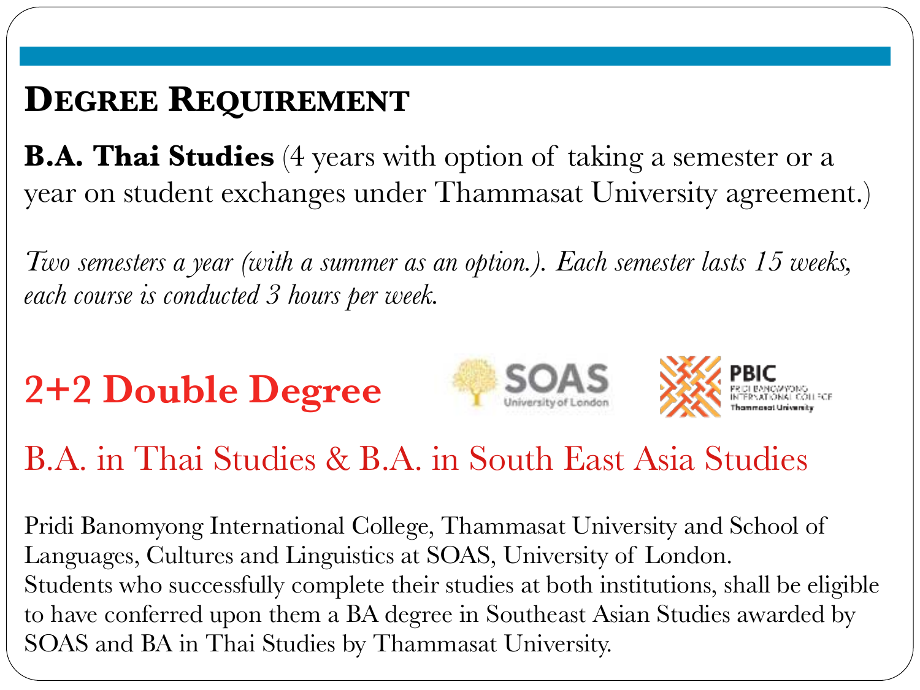# Degree Requirement

**B.A. Thai Studies** (4 years with option of taking a semester or a year on student exchanges under Thammasat University agreement.)

*Two semesters a year (with a summer as an option.). Each semester lasts 15 weeks, each course is conducted 3 hours per week.*

## 2+2 Double Degree

SOAS University of London

PBIC Pridi Banomyong International College Thammasat University

### B.A. in Thai Studies & B.A. in South East Asia Studies

Pridi Banomyong International College, Thammasat University and School of Languages, Cultures and Linguistics at SOAS, University of London.
Students who successfully complete their studies at both institutions, shall be eligible to have conferred upon them a BA degree in Southeast Asian Studies awarded by SOAS and BA in Thai Studies by Thammasat University.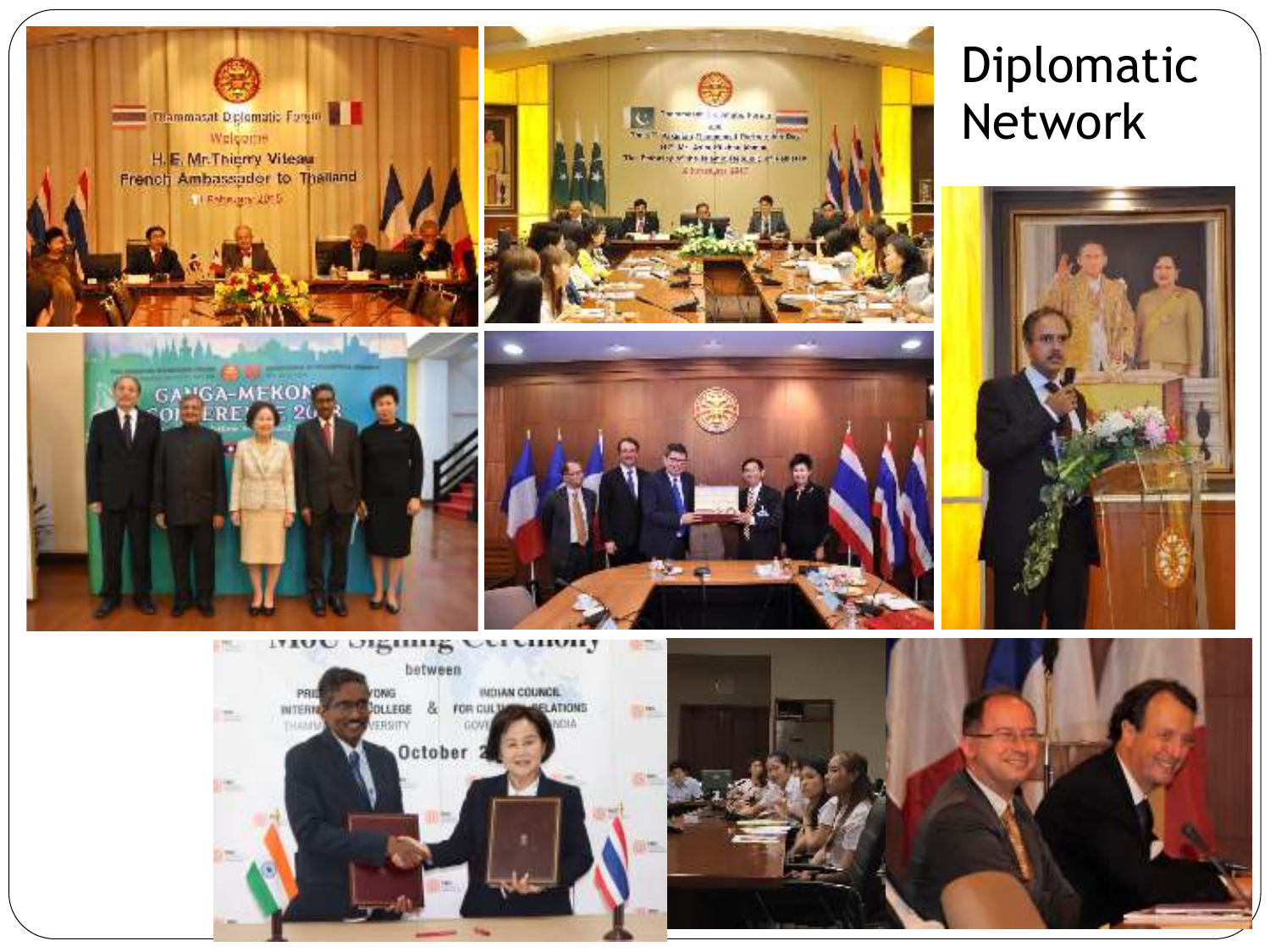# Diplomatic Network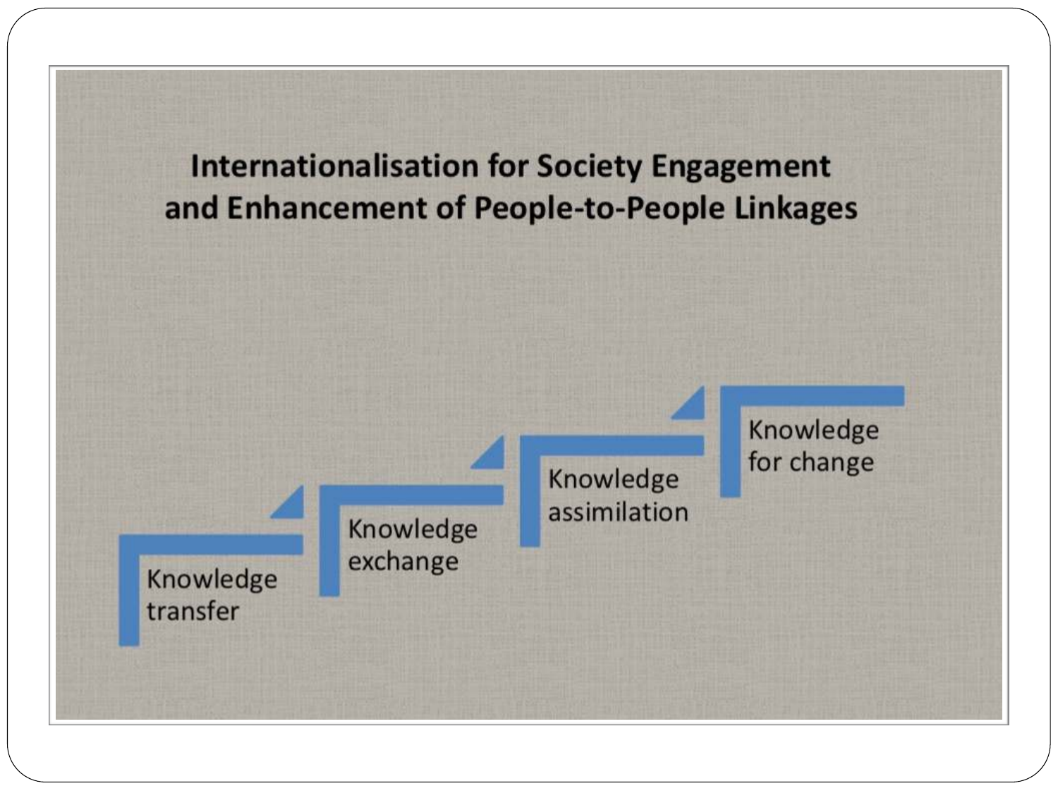# Internationalisation for Society Engagement and Enhancement of People-to-People Linkages

- Knowledge transfer
- Knowledge exchange
- Knowledge assimilation
- Knowledge for change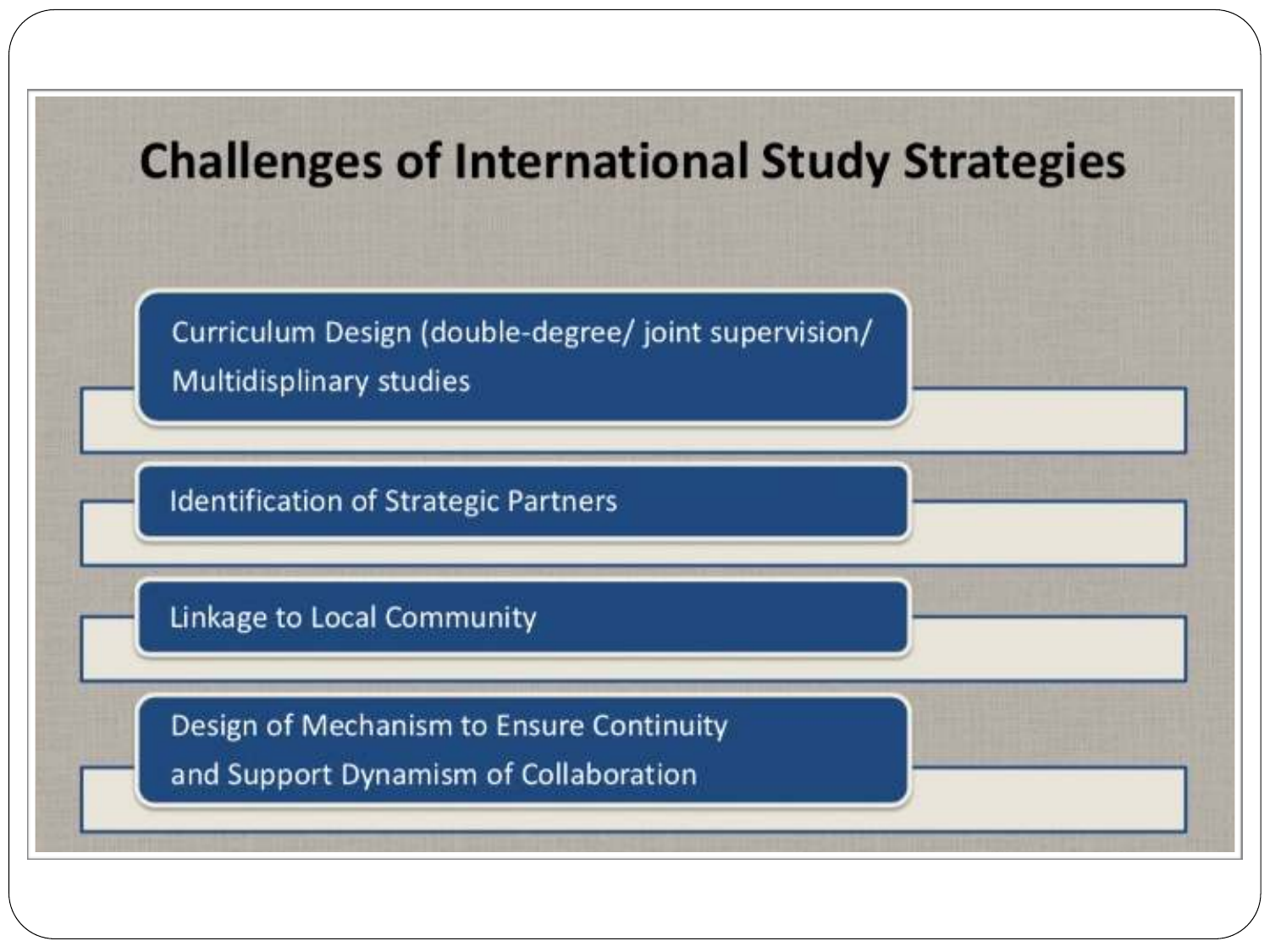# Challenges of International Study Strategies

- Curriculum Design (double-degree/ joint supervision/ Multidisplinary studies
- Identification of Strategic Partners
- Linkage to Local Community
- Design of Mechanism to Ensure Continuity and Support Dynamism of Collaboration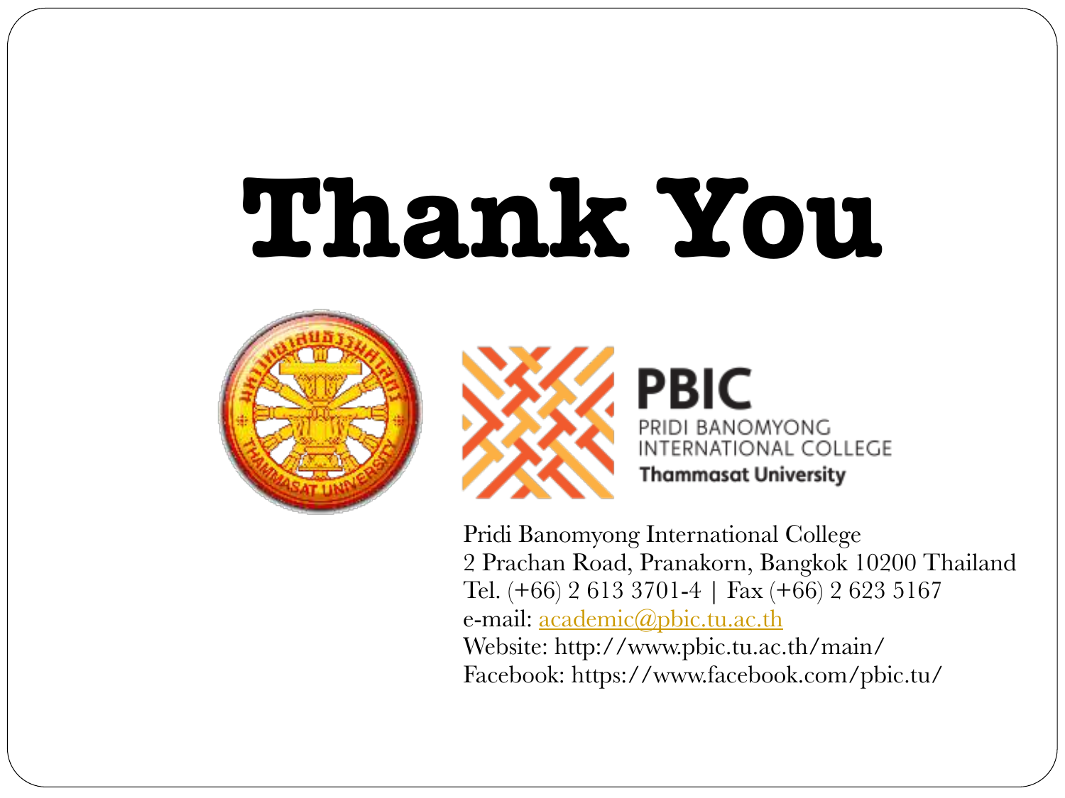# Thank You

Pridi Banomyong International College
2 Prachan Road, Pranakorn, Bangkok 10200 Thailand
Tel. (+66) 2 613 3701-4 | Fax (+66) 2 623 5167
e-mail: academic@pbic.tu.ac.th
Website: http://www.pbic.tu.ac.th/main/
Facebook: https://www.facebook.com/pbic.tu/